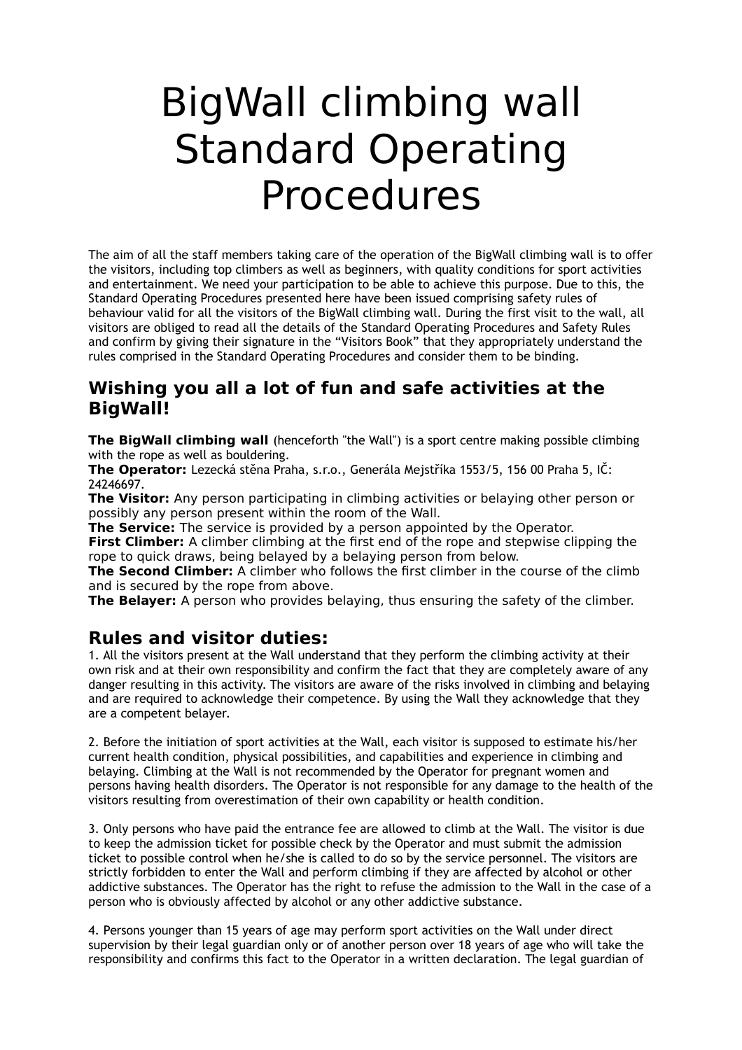# BigWall climbing wall Standard Operating Procedures

The aim of all the staff members taking care of the operation of the BigWall climbing wall is to offer the visitors, including top climbers as well as beginners, with quality conditions for sport activities and entertainment. We need your participation to be able to achieve this purpose. Due to this, the Standard Operating Procedures presented here have been issued comprising safety rules of behaviour valid for all the visitors of the BigWall climbing wall. During the first visit to the wall, all visitors are obliged to read all the details of the Standard Operating Procedures and Safety Rules and confirm by giving their signature in the “Visitors Book” that they appropriately understand the rules comprised in the Standard Operating Procedures and consider them to be binding.

## Wishing you all a lot of fun and safe activities at the BigWall!

**The BigWall climbing wall** (henceforth "the Wall") is a sport centre making possible climbing with the rope as well as bouldering.
**The Operator:** Lezecká stěna Praha, s.r.o., Generála Mejstříka 1553/5, 156 00 Praha 5, IČ: 24246697.
**The Visitor:** Any person participating in climbing activities or belaying other person or possibly any person present within the room of the Wall.
**The Service:** The service is provided by a person appointed by the Operator.
**First Climber:** A climber climbing at the first end of the rope and stepwise clipping the rope to quick draws, being belayed by a belaying person from below.
**The Second Climber:** A climber who follows the first climber in the course of the climb and is secured by the rope from above.
**The Belayer:** A person who provides belaying, thus ensuring the safety of the climber.

## Rules and visitor duties:

1. All the visitors present at the Wall understand that they perform the climbing activity at their own risk and at their own responsibility and confirm the fact that they are completely aware of any danger resulting in this activity. The visitors are aware of the risks involved in climbing and belaying and are required to acknowledge their competence. By using the Wall they acknowledge that they are a competent belayer.

2. Before the initiation of sport activities at the Wall, each visitor is supposed to estimate his/her current health condition, physical possibilities, and capabilities and experience in climbing and belaying. Climbing at the Wall is not recommended by the Operator for pregnant women and persons having health disorders. The Operator is not responsible for any damage to the health of the visitors resulting from overestimation of their own capability or health condition.

3. Only persons who have paid the entrance fee are allowed to climb at the Wall. The visitor is due to keep the admission ticket for possible check by the Operator and must submit the admission ticket to possible control when he/she is called to do so by the service personnel. The visitors are strictly forbidden to enter the Wall and perform climbing if they are affected by alcohol or other addictive substances. The Operator has the right to refuse the admission to the Wall in the case of a person who is obviously affected by alcohol or any other addictive substance.

4. Persons younger than 15 years of age may perform sport activities on the Wall under direct supervision by their legal guardian only or of another person over 18 years of age who will take the responsibility and confirms this fact to the Operator in a written declaration. The legal guardian of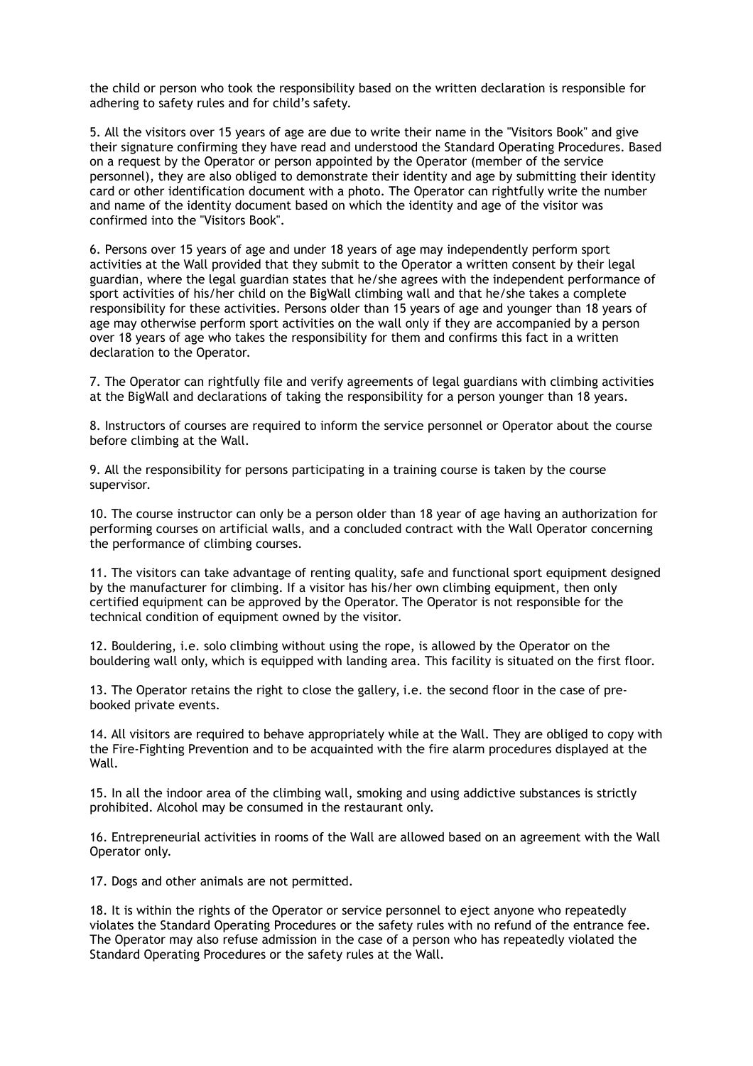the child or person who took the responsibility based on the written declaration is responsible for adhering to safety rules and for child's safety.

5. All the visitors over 15 years of age are due to write their name in the "Visitors Book" and give their signature confirming they have read and understood the Standard Operating Procedures. Based on a request by the Operator or person appointed by the Operator (member of the service personnel), they are also obliged to demonstrate their identity and age by submitting their identity card or other identification document with a photo. The Operator can rightfully write the number and name of the identity document based on which the identity and age of the visitor was confirmed into the "Visitors Book".

6. Persons over 15 years of age and under 18 years of age may independently perform sport activities at the Wall provided that they submit to the Operator a written consent by their legal guardian, where the legal guardian states that he/she agrees with the independent performance of sport activities of his/her child on the BigWall climbing wall and that he/she takes a complete responsibility for these activities. Persons older than 15 years of age and younger than 18 years of age may otherwise perform sport activities on the wall only if they are accompanied by a person over 18 years of age who takes the responsibility for them and confirms this fact in a written declaration to the Operator.

7. The Operator can rightfully file and verify agreements of legal guardians with climbing activities at the BigWall and declarations of taking the responsibility for a person younger than 18 years.

8. Instructors of courses are required to inform the service personnel or Operator about the course before climbing at the Wall.

9. All the responsibility for persons participating in a training course is taken by the course supervisor.

10. The course instructor can only be a person older than 18 year of age having an authorization for performing courses on artificial walls, and a concluded contract with the Wall Operator concerning the performance of climbing courses.

11. The visitors can take advantage of renting quality, safe and functional sport equipment designed by the manufacturer for climbing. If a visitor has his/her own climbing equipment, then only certified equipment can be approved by the Operator. The Operator is not responsible for the technical condition of equipment owned by the visitor.

12. Bouldering, i.e. solo climbing without using the rope, is allowed by the Operator on the bouldering wall only, which is equipped with landing area. This facility is situated on the first floor.

13. The Operator retains the right to close the gallery, i.e. the second floor in the case of pre-booked private events.

14. All visitors are required to behave appropriately while at the Wall. They are obliged to copy with the Fire-Fighting Prevention and to be acquainted with the fire alarm procedures displayed at the Wall.

15. In all the indoor area of the climbing wall, smoking and using addictive substances is strictly prohibited. Alcohol may be consumed in the restaurant only.

16. Entrepreneurial activities in rooms of the Wall are allowed based on an agreement with the Wall Operator only.

17. Dogs and other animals are not permitted.

18. It is within the rights of the Operator or service personnel to eject anyone who repeatedly violates the Standard Operating Procedures or the safety rules with no refund of the entrance fee. The Operator may also refuse admission in the case of a person who has repeatedly violated the Standard Operating Procedures or the safety rules at the Wall.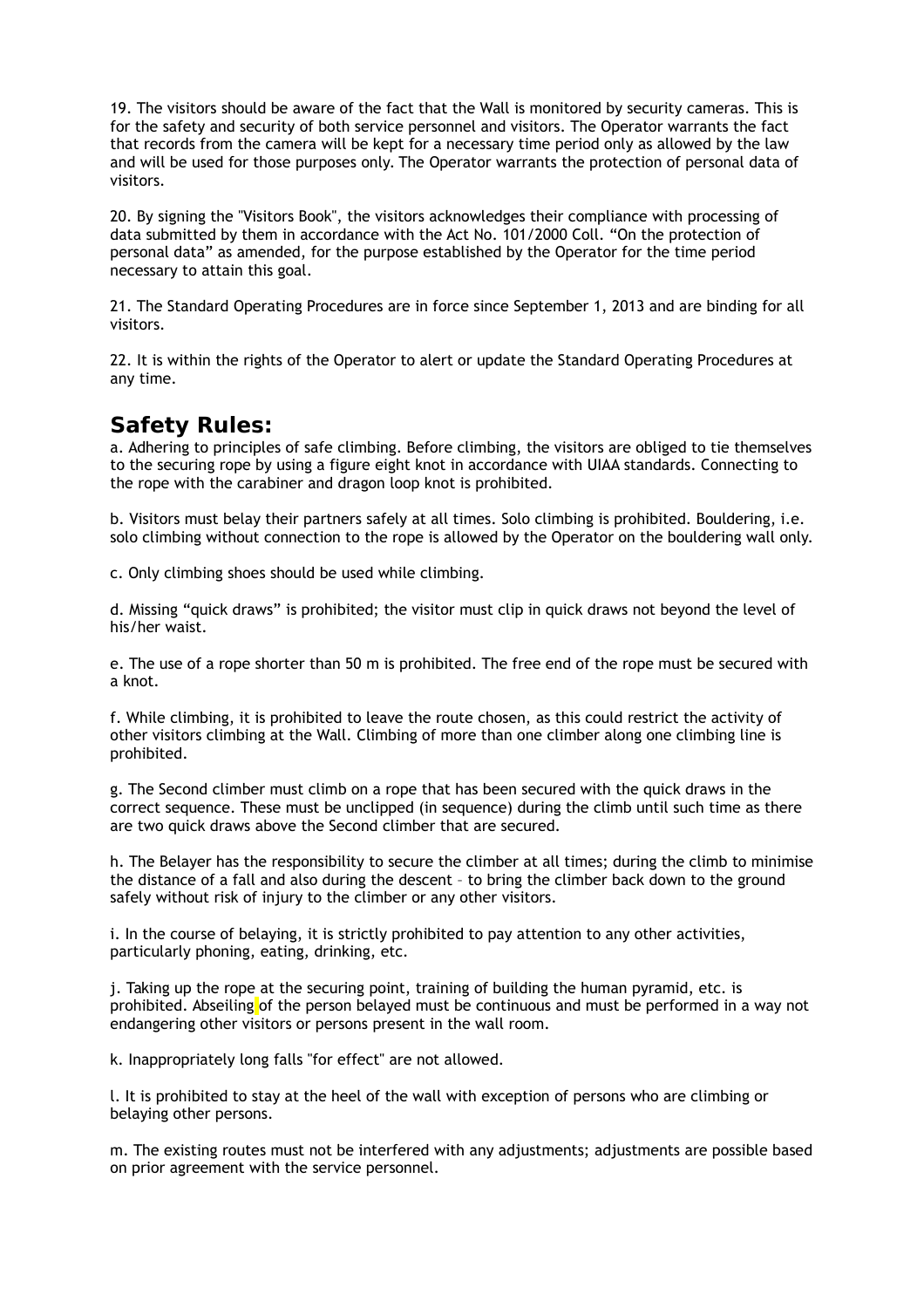19. The visitors should be aware of the fact that the Wall is monitored by security cameras. This is for the safety and security of both service personnel and visitors. The Operator warrants the fact that records from the camera will be kept for a necessary time period only as allowed by the law and will be used for those purposes only. The Operator warrants the protection of personal data of visitors.

20. By signing the "Visitors Book", the visitors acknowledges their compliance with processing of data submitted by them in accordance with the Act No. 101/2000 Coll. “On the protection of personal data” as amended, for the purpose established by the Operator for the time period necessary to attain this goal.

21. The Standard Operating Procedures are in force since September 1, 2013 and are binding for all visitors.

22. It is within the rights of the Operator to alert or update the Standard Operating Procedures at any time.

## Safety Rules:

a. Adhering to principles of safe climbing. Before climbing, the visitors are obliged to tie themselves to the securing rope by using a figure eight knot in accordance with UIAA standards. Connecting to the rope with the carabiner and dragon loop knot is prohibited.

b. Visitors must belay their partners safely at all times. Solo climbing is prohibited. Bouldering, i.e. solo climbing without connection to the rope is allowed by the Operator on the bouldering wall only.

c. Only climbing shoes should be used while climbing.

d. Missing “quick draws” is prohibited; the visitor must clip in quick draws not beyond the level of his/her waist.

e. The use of a rope shorter than 50 m is prohibited. The free end of the rope must be secured with a knot.

f. While climbing, it is prohibited to leave the route chosen, as this could restrict the activity of other visitors climbing at the Wall. Climbing of more than one climber along one climbing line is prohibited.

g. The Second climber must climb on a rope that has been secured with the quick draws in the correct sequence. These must be unclipped (in sequence) during the climb until such time as there are two quick draws above the Second climber that are secured.

h. The Belayer has the responsibility to secure the climber at all times; during the climb to minimise the distance of a fall and also during the descent – to bring the climber back down to the ground safely without risk of injury to the climber or any other visitors.

i. In the course of belaying, it is strictly prohibited to pay attention to any other activities, particularly phoning, eating, drinking, etc.

j. Taking up the rope at the securing point, training of building the human pyramid, etc. is prohibited. Abseiling of the person belayed must be continuous and must be performed in a way not endangering other visitors or persons present in the wall room.

k. Inappropriately long falls "for effect" are not allowed.

l. It is prohibited to stay at the heel of the wall with exception of persons who are climbing or belaying other persons.

m. The existing routes must not be interfered with any adjustments; adjustments are possible based on prior agreement with the service personnel.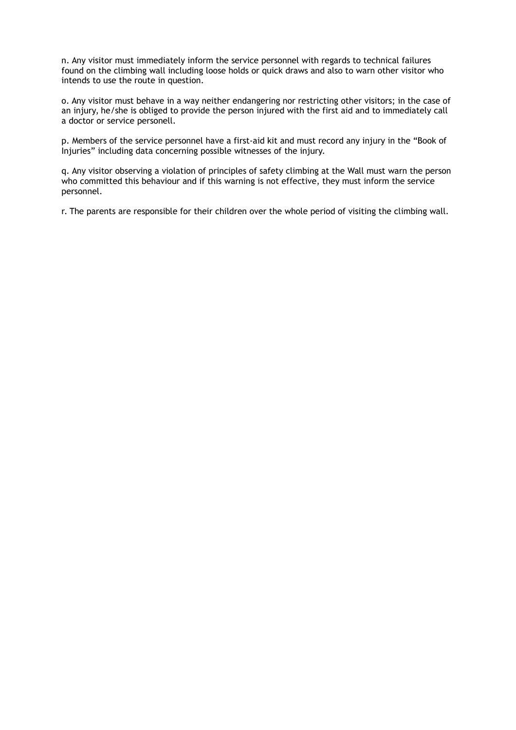n. Any visitor must immediately inform the service personnel with regards to technical failures found on the climbing wall including loose holds or quick draws and also to warn other visitor who intends to use the route in question.

o. Any visitor must behave in a way neither endangering nor restricting other visitors; in the case of an injury, he/she is obliged to provide the person injured with the first aid and to immediately call a doctor or service personell.

p. Members of the service personnel have a first-aid kit and must record any injury in the “Book of Injuries” including data concerning possible witnesses of the injury.

q. Any visitor observing a violation of principles of safety climbing at the Wall must warn the person who committed this behaviour and if this warning is not effective, they must inform the service personnel.

r. The parents are responsible for their children over the whole period of visiting the climbing wall.